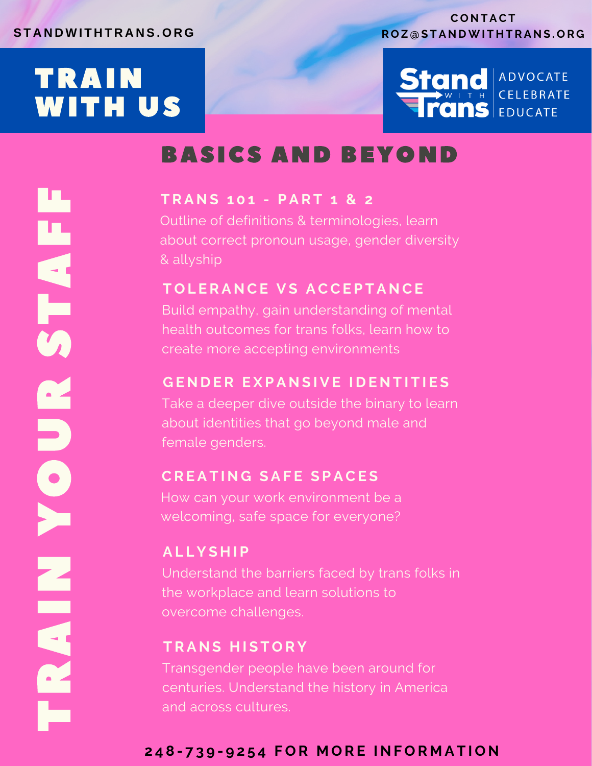STANDWITHTRANS.ORG

CONTACT
ROZ@STANDWITHTRANS.ORG

# TRAIN WITH US

Stand with Trans
ADVOCATE
CELEBRATE
EDUCATE

TRAIN YOUR STAFF

## BASICS AND BEYOND

### TRANS 101 - PART 1 & 2

Outline of definitions & terminologies, learn about correct pronoun usage, gender diversity & allyship

### TOLERANCE VS ACCEPTANCE

Build empathy, gain understanding of mental health outcomes for trans folks, learn how to create more accepting environments

### GENDER EXPANSIVE IDENTITIES

Take a deeper dive outside the binary to learn about identities that go beyond male and female genders.

### CREATING SAFE SPACES

How can your work environment be a welcoming, safe space for everyone?

### ALLYSHIP

Understand the barriers faced by trans folks in the workplace and learn solutions to overcome challenges.

### TRANS HISTORY

Transgender people have been around for centuries. Understand the history in America and across cultures.

**248-739-9254 FOR MORE INFORMATION**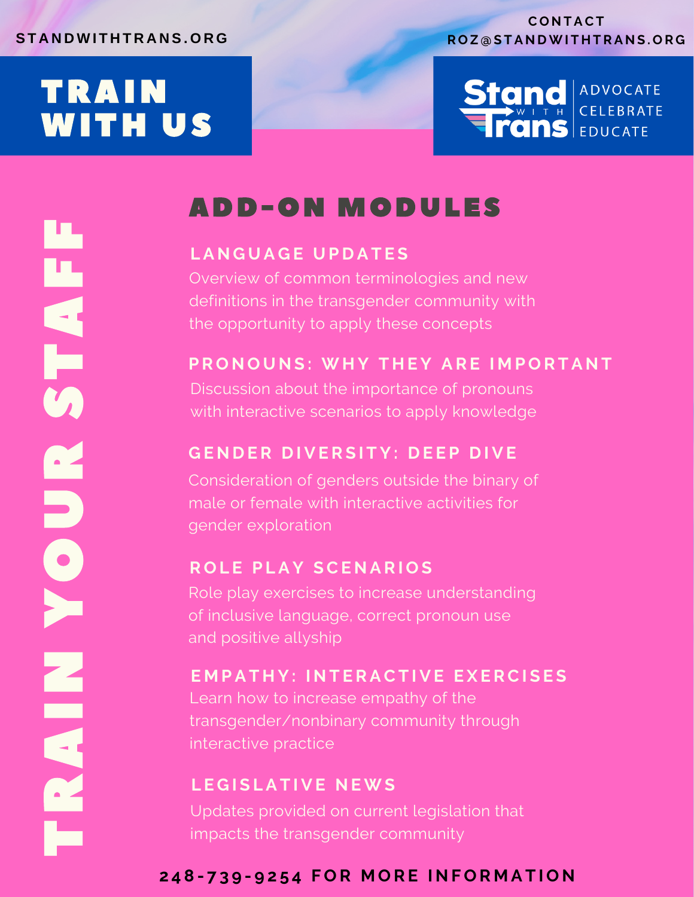STANDWITHTRANS.ORG

CONTACT
ROZ@STANDWITHTRANS.ORG

# TRAIN WITH US

Stand with Trans | ADVOCATE CELEBRATE EDUCATE

TRAIN YOUR STAFF

## ADD-ON MODULES

### LANGUAGE UPDATES

Overview of common terminologies and new definitions in the transgender community with the opportunity to apply these concepts

### PRONOUNS: WHY THEY ARE IMPORTANT

Discussion about the importance of pronouns with interactive scenarios to apply knowledge

### GENDER DIVERSITY: DEEP DIVE

Consideration of genders outside the binary of male or female with interactive activities for gender exploration

### ROLE PLAY SCENARIOS

Role play exercises to increase understanding of inclusive language, correct pronoun use and positive allyship

### EMPATHY: INTERACTIVE EXERCISES

Learn how to increase empathy of the transgender/nonbinary community through interactive practice

### LEGISLATIVE NEWS

Updates provided on current legislation that impacts the transgender community

**248-739-9254 FOR MORE INFORMATION**